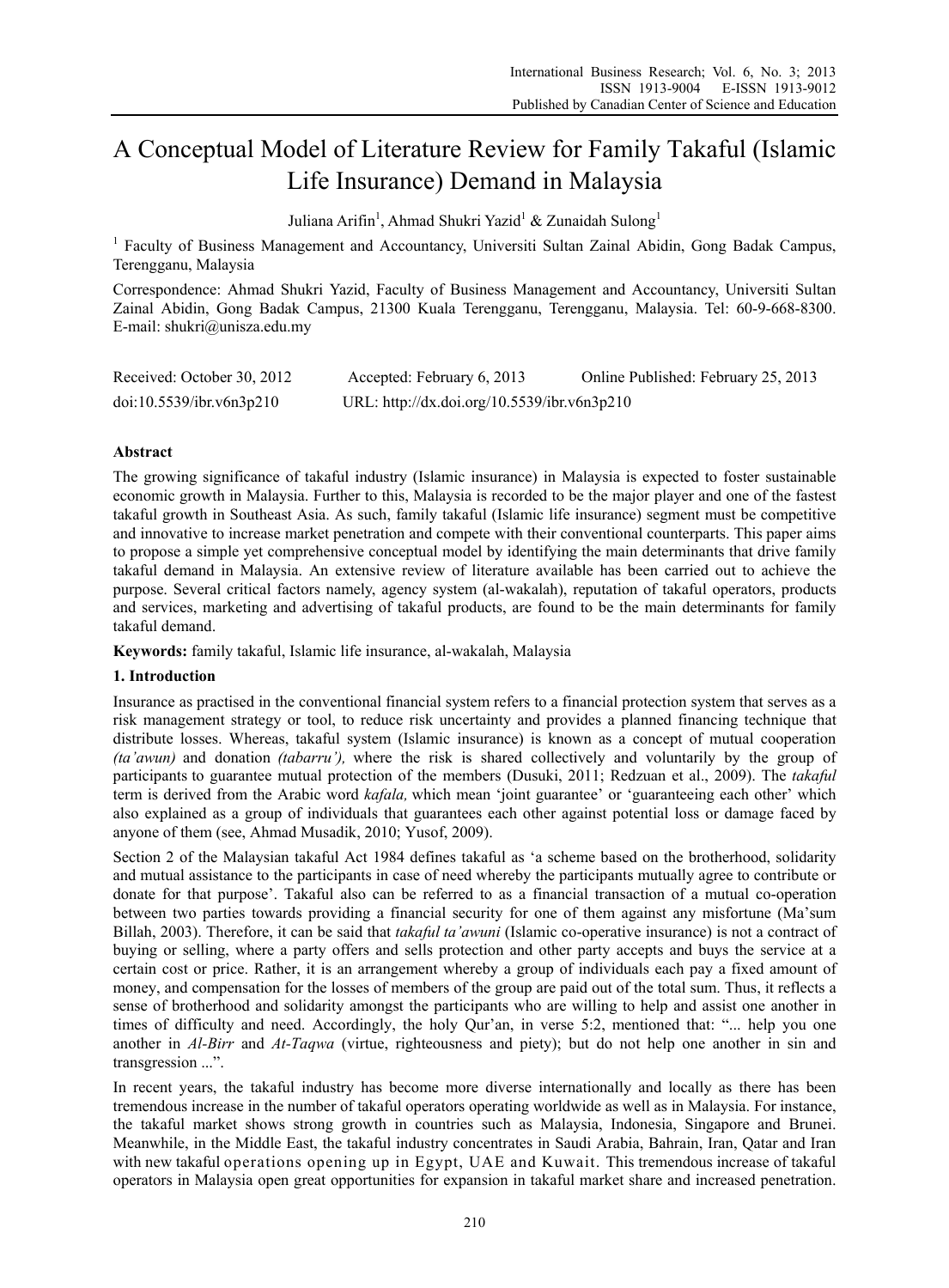# A Conceptual Model of Literature Review for Family Takaful (Islamic Life Insurance) Demand in Malaysia

Juliana Arifin[1], Ahmad Shukri Yazid[1] & Zunaidah Sulong[1]

[1] Faculty of Business Management and Accountancy, Universiti Sultan Zainal Abidin, Gong Badak Campus, Terengganu, Malaysia

Correspondence: Ahmad Shukri Yazid, Faculty of Business Management and Accountancy, Universiti Sultan Zainal Abidin, Gong Badak Campus, 21300 Kuala Terengganu, Terengganu, Malaysia. Tel: 60-9-668-8300. E-mail: shukri@unisza.edu.my

Received: October 30, 2012 Accepted: February 6, 2013 Online Published: February 25, 2013

doi:10.5539/ibr.v6n3p210 URL: http://dx.doi.org/10.5539/ibr.v6n3p210

## Abstract

The growing significance of takaful industry (Islamic insurance) in Malaysia is expected to foster sustainable economic growth in Malaysia. Further to this, Malaysia is recorded to be the major player and one of the fastest takaful growth in Southeast Asia. As such, family takaful (Islamic life insurance) segment must be competitive and innovative to increase market penetration and compete with their conventional counterparts. This paper aims to propose a simple yet comprehensive conceptual model by identifying the main determinants that drive family takaful demand in Malaysia. An extensive review of literature available has been carried out to achieve the purpose. Several critical factors namely, agency system (al-wakalah), reputation of takaful operators, products and services, marketing and advertising of takaful products, are found to be the main determinants for family takaful demand.

**Keywords:** family takaful, Islamic life insurance, al-wakalah, Malaysia

## 1. Introduction

Insurance as practised in the conventional financial system refers to a financial protection system that serves as a risk management strategy or tool, to reduce risk uncertainty and provides a planned financing technique that distribute losses. Whereas, takaful system (Islamic insurance) is known as a concept of mutual cooperation *(ta'awun)* and donation *(tabarru'),* where the risk is shared collectively and voluntarily by the group of participants to guarantee mutual protection of the members (Dusuki, 2011; Redzuan et al., 2009). The *takaful* term is derived from the Arabic word *kafala,* which mean 'joint guarantee' or 'guaranteeing each other' which also explained as a group of individuals that guarantees each other against potential loss or damage faced by anyone of them (see, Ahmad Musadik, 2010; Yusof, 2009).

Section 2 of the Malaysian takaful Act 1984 defines takaful as 'a scheme based on the brotherhood, solidarity and mutual assistance to the participants in case of need whereby the participants mutually agree to contribute or donate for that purpose'. Takaful also can be referred to as a financial transaction of a mutual co-operation between two parties towards providing a financial security for one of them against any misfortune (Ma'sum Billah, 2003). Therefore, it can be said that *takaful ta'awuni* (Islamic co-operative insurance) is not a contract of buying or selling, where a party offers and sells protection and other party accepts and buys the service at a certain cost or price. Rather, it is an arrangement whereby a group of individuals each pay a fixed amount of money, and compensation for the losses of members of the group are paid out of the total sum. Thus, it reflects a sense of brotherhood and solidarity amongst the participants who are willing to help and assist one another in times of difficulty and need. Accordingly, the holy Qur'an, in verse 5:2, mentioned that: "... help you one another in *Al-Birr* and *At-Taqwa* (virtue, righteousness and piety); but do not help one another in sin and transgression ...".

In recent years, the takaful industry has become more diverse internationally and locally as there has been tremendous increase in the number of takaful operators operating worldwide as well as in Malaysia. For instance, the takaful market shows strong growth in countries such as Malaysia, Indonesia, Singapore and Brunei. Meanwhile, in the Middle East, the takaful industry concentrates in Saudi Arabia, Bahrain, Iran, Qatar and Iran with new takaful operations opening up in Egypt, UAE and Kuwait. This tremendous increase of takaful operators in Malaysia open great opportunities for expansion in takaful market share and increased penetration.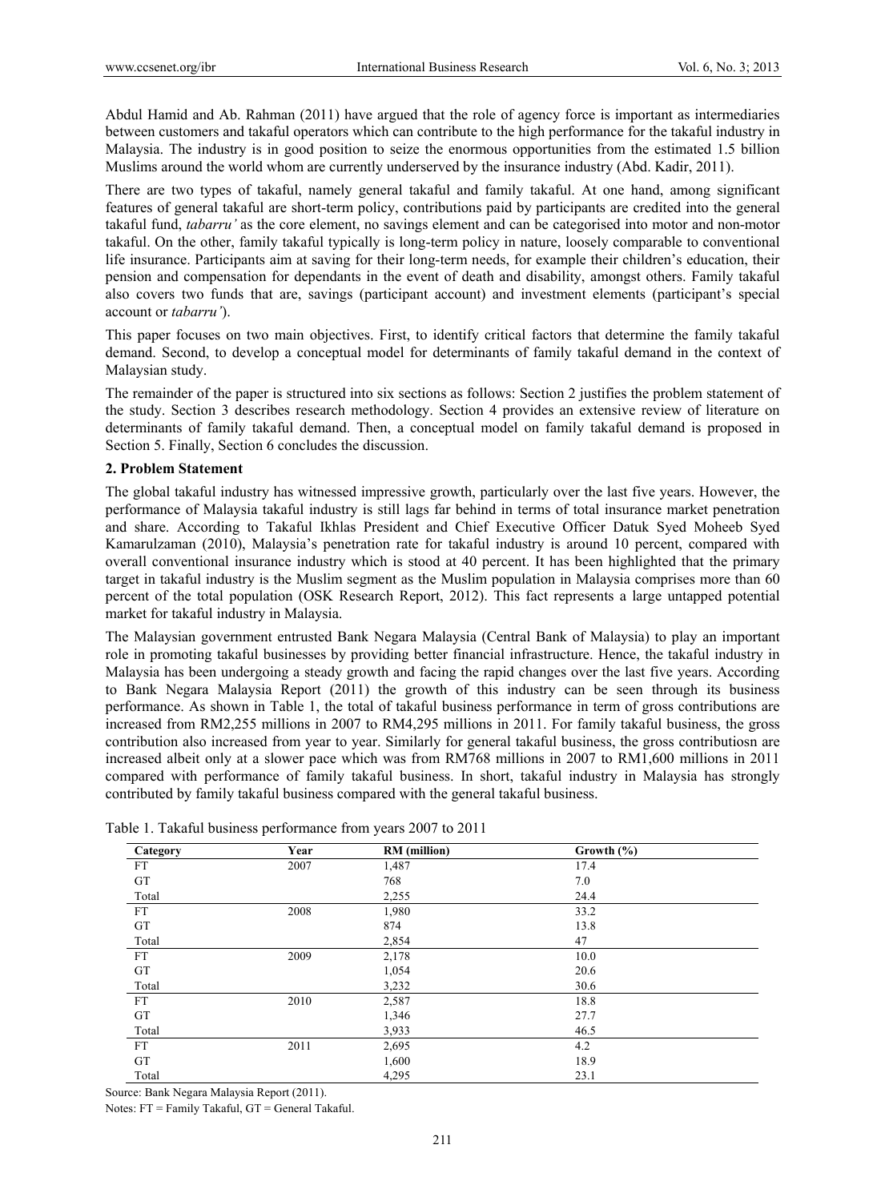Abdul Hamid and Ab. Rahman (2011) have argued that the role of agency force is important as intermediaries between customers and takaful operators which can contribute to the high performance for the takaful industry in Malaysia. The industry is in good position to seize the enormous opportunities from the estimated 1.5 billion Muslims around the world whom are currently underserved by the insurance industry (Abd. Kadir, 2011).

There are two types of takaful, namely general takaful and family takaful. At one hand, among significant features of general takaful are short-term policy, contributions paid by participants are credited into the general takaful fund, *tabarru'* as the core element, no savings element and can be categorised into motor and non-motor takaful. On the other, family takaful typically is long-term policy in nature, loosely comparable to conventional life insurance. Participants aim at saving for their long-term needs, for example their children's education, their pension and compensation for dependants in the event of death and disability, amongst others. Family takaful also covers two funds that are, savings (participant account) and investment elements (participant's special account or *tabarru'*).

This paper focuses on two main objectives. First, to identify critical factors that determine the family takaful demand. Second, to develop a conceptual model for determinants of family takaful demand in the context of Malaysian study.

The remainder of the paper is structured into six sections as follows: Section 2 justifies the problem statement of the study. Section 3 describes research methodology. Section 4 provides an extensive review of literature on determinants of family takaful demand. Then, a conceptual model on family takaful demand is proposed in Section 5. Finally, Section 6 concludes the discussion.

## 2. Problem Statement

The global takaful industry has witnessed impressive growth, particularly over the last five years. However, the performance of Malaysia takaful industry is still lags far behind in terms of total insurance market penetration and share. According to Takaful Ikhlas President and Chief Executive Officer Datuk Syed Moheeb Syed Kamarulzaman (2010), Malaysia's penetration rate for takaful industry is around 10 percent, compared with overall conventional insurance industry which is stood at 40 percent. It has been highlighted that the primary target in takaful industry is the Muslim segment as the Muslim population in Malaysia comprises more than 60 percent of the total population (OSK Research Report, 2012). This fact represents a large untapped potential market for takaful industry in Malaysia.

The Malaysian government entrusted Bank Negara Malaysia (Central Bank of Malaysia) to play an important role in promoting takaful businesses by providing better financial infrastructure. Hence, the takaful industry in Malaysia has been undergoing a steady growth and facing the rapid changes over the last five years. According to Bank Negara Malaysia Report (2011) the growth of this industry can be seen through its business performance. As shown in Table 1, the total of takaful business performance in term of gross contributions are increased from RM2,255 millions in 2007 to RM4,295 millions in 2011. For family takaful business, the gross contribution also increased from year to year. Similarly for general takaful business, the gross contributiosn are increased albeit only at a slower pace which was from RM768 millions in 2007 to RM1,600 millions in 2011 compared with performance of family takaful business. In short, takaful industry in Malaysia has strongly contributed by family takaful business compared with the general takaful business.

Table 1. Takaful business performance from years 2007 to 2011

| Category | Year | RM (million) | Growth (%) |
|---|---|---|---|
| FT | 2007 | 1,487 | 17.4 |
| GT | | 768 | 7.0 |
| Total | | 2,255 | 24.4 |
| FT | 2008 | 1,980 | 33.2 |
| GT | | 874 | 13.8 |
| Total | | 2,854 | 47 |
| FT | 2009 | 2,178 | 10.0 |
| GT | | 1,054 | 20.6 |
| Total | | 3,232 | 30.6 |
| FT | 2010 | 2,587 | 18.8 |
| GT | | 1,346 | 27.7 |
| Total | | 3,933 | 46.5 |
| FT | 2011 | 2,695 | 4.2 |
| GT | | 1,600 | 18.9 |
| Total | | 4,295 | 23.1 |

Source: Bank Negara Malaysia Report (2011).

Notes: FT = Family Takaful, GT = General Takaful.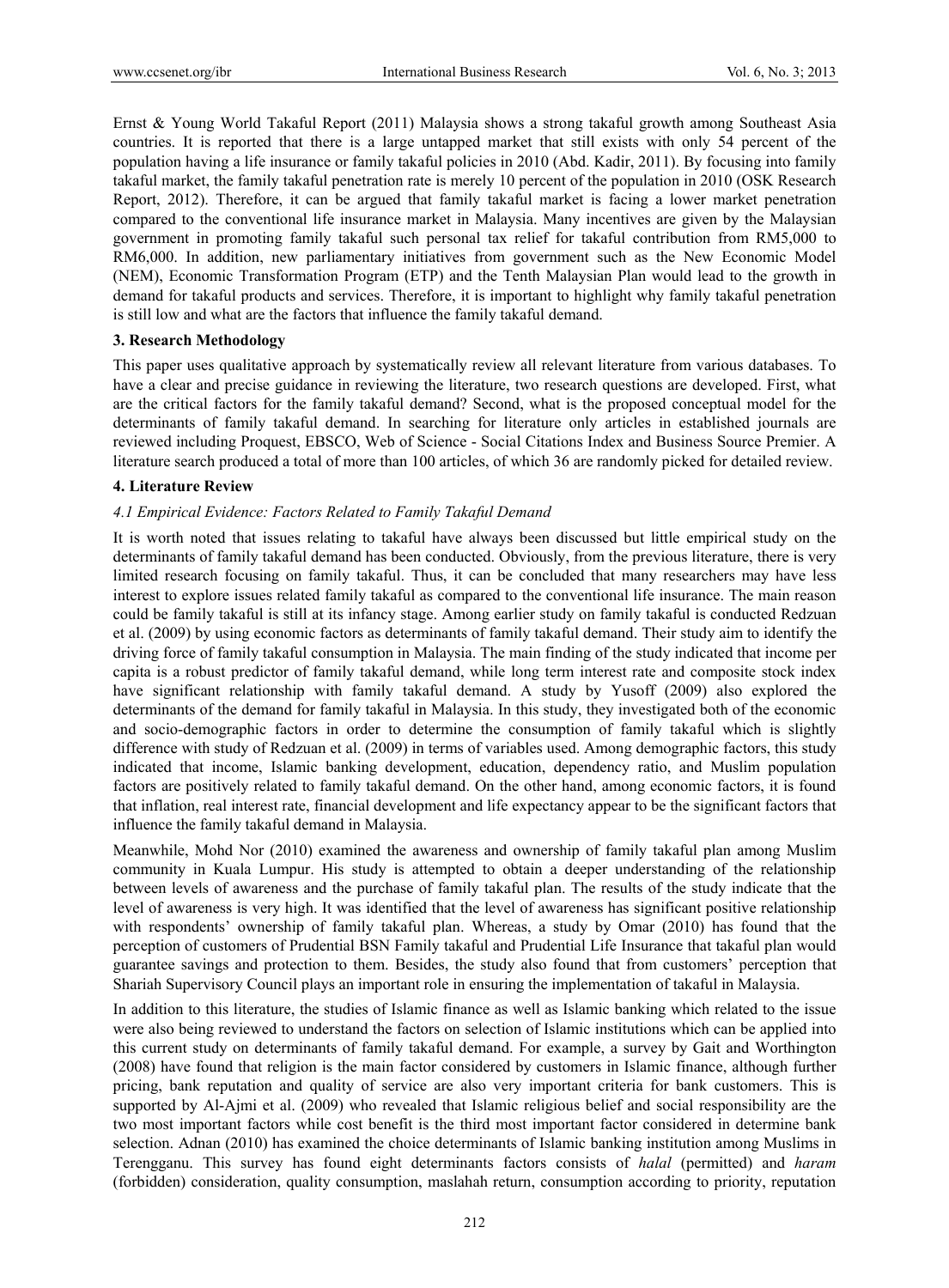Ernst & Young World Takaful Report (2011) Malaysia shows a strong takaful growth among Southeast Asia countries. It is reported that there is a large untapped market that still exists with only 54 percent of the population having a life insurance or family takaful policies in 2010 (Abd. Kadir, 2011). By focusing into family takaful market, the family takaful penetration rate is merely 10 percent of the population in 2010 (OSK Research Report, 2012). Therefore, it can be argued that family takaful market is facing a lower market penetration compared to the conventional life insurance market in Malaysia. Many incentives are given by the Malaysian government in promoting family takaful such personal tax relief for takaful contribution from RM5,000 to RM6,000. In addition, new parliamentary initiatives from government such as the New Economic Model (NEM), Economic Transformation Program (ETP) and the Tenth Malaysian Plan would lead to the growth in demand for takaful products and services. Therefore, it is important to highlight why family takaful penetration is still low and what are the factors that influence the family takaful demand.

## 3. Research Methodology

This paper uses qualitative approach by systematically review all relevant literature from various databases. To have a clear and precise guidance in reviewing the literature, two research questions are developed. First, what are the critical factors for the family takaful demand? Second, what is the proposed conceptual model for the determinants of family takaful demand. In searching for literature only articles in established journals are reviewed including Proquest, EBSCO, Web of Science - Social Citations Index and Business Source Premier. A literature search produced a total of more than 100 articles, of which 36 are randomly picked for detailed review.

## 4. Literature Review

### *4.1 Empirical Evidence: Factors Related to Family Takaful Demand*

It is worth noted that issues relating to takaful have always been discussed but little empirical study on the determinants of family takaful demand has been conducted. Obviously, from the previous literature, there is very limited research focusing on family takaful. Thus, it can be concluded that many researchers may have less interest to explore issues related family takaful as compared to the conventional life insurance. The main reason could be family takaful is still at its infancy stage. Among earlier study on family takaful is conducted Redzuan et al. (2009) by using economic factors as determinants of family takaful demand. Their study aim to identify the driving force of family takaful consumption in Malaysia. The main finding of the study indicated that income per capita is a robust predictor of family takaful demand, while long term interest rate and composite stock index have significant relationship with family takaful demand. A study by Yusoff (2009) also explored the determinants of the demand for family takaful in Malaysia. In this study, they investigated both of the economic and socio-demographic factors in order to determine the consumption of family takaful which is slightly difference with study of Redzuan et al. (2009) in terms of variables used. Among demographic factors, this study indicated that income, Islamic banking development, education, dependency ratio, and Muslim population factors are positively related to family takaful demand. On the other hand, among economic factors, it is found that inflation, real interest rate, financial development and life expectancy appear to be the significant factors that influence the family takaful demand in Malaysia.

Meanwhile, Mohd Nor (2010) examined the awareness and ownership of family takaful plan among Muslim community in Kuala Lumpur. His study is attempted to obtain a deeper understanding of the relationship between levels of awareness and the purchase of family takaful plan. The results of the study indicate that the level of awareness is very high. It was identified that the level of awareness has significant positive relationship with respondents' ownership of family takaful plan. Whereas, a study by Omar (2010) has found that the perception of customers of Prudential BSN Family takaful and Prudential Life Insurance that takaful plan would guarantee savings and protection to them. Besides, the study also found that from customers' perception that Shariah Supervisory Council plays an important role in ensuring the implementation of takaful in Malaysia.

In addition to this literature, the studies of Islamic finance as well as Islamic banking which related to the issue were also being reviewed to understand the factors on selection of Islamic institutions which can be applied into this current study on determinants of family takaful demand. For example, a survey by Gait and Worthington (2008) have found that religion is the main factor considered by customers in Islamic finance, although further pricing, bank reputation and quality of service are also very important criteria for bank customers. This is supported by Al-Ajmi et al. (2009) who revealed that Islamic religious belief and social responsibility are the two most important factors while cost benefit is the third most important factor considered in determine bank selection. Adnan (2010) has examined the choice determinants of Islamic banking institution among Muslims in Terengganu. This survey has found eight determinants factors consists of *halal* (permitted) and *haram* (forbidden) consideration, quality consumption, maslahah return, consumption according to priority, reputation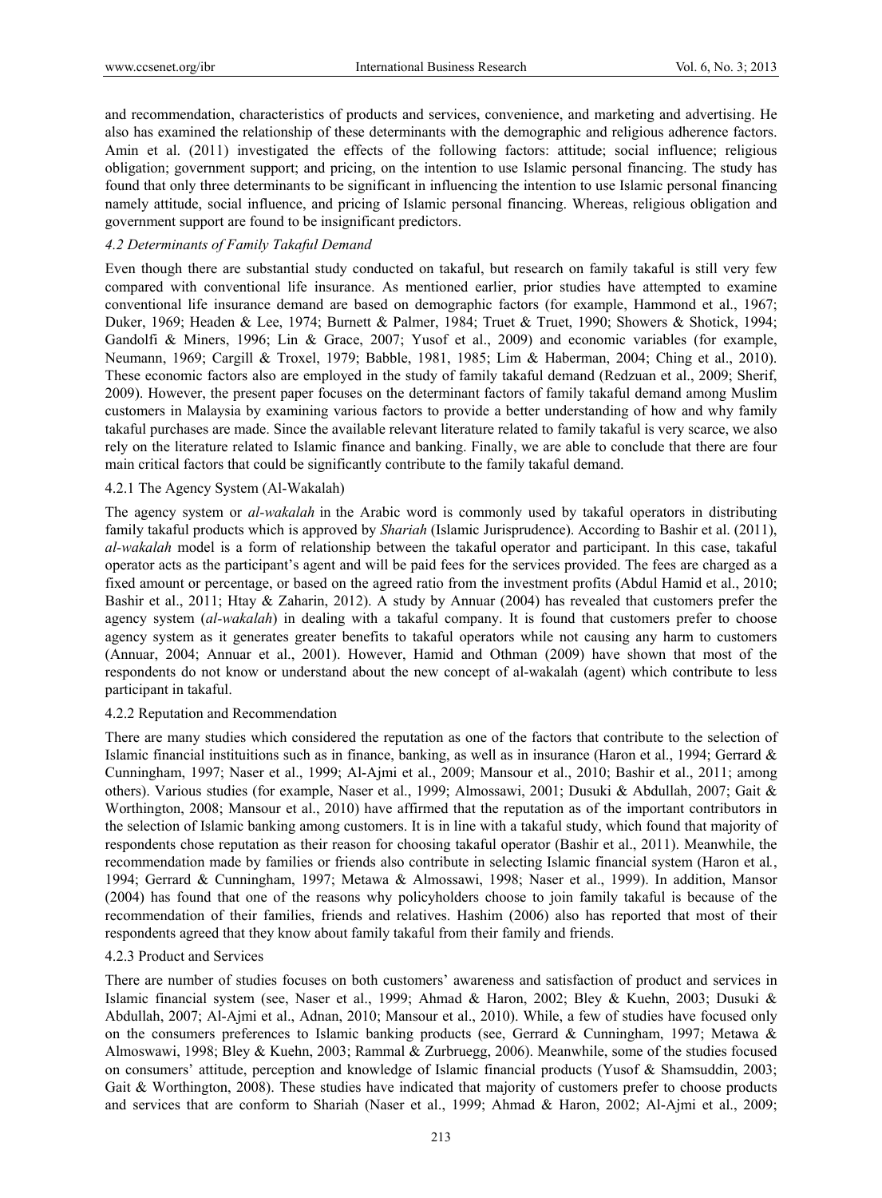and recommendation, characteristics of products and services, convenience, and marketing and advertising. He also has examined the relationship of these determinants with the demographic and religious adherence factors. Amin et al. (2011) investigated the effects of the following factors: attitude; social influence; religious obligation; government support; and pricing, on the intention to use Islamic personal financing. The study has found that only three determinants to be significant in influencing the intention to use Islamic personal financing namely attitude, social influence, and pricing of Islamic personal financing. Whereas, religious obligation and government support are found to be insignificant predictors.

### *4.2 Determinants of Family Takaful Demand*

Even though there are substantial study conducted on takaful, but research on family takaful is still very few compared with conventional life insurance. As mentioned earlier, prior studies have attempted to examine conventional life insurance demand are based on demographic factors (for example, Hammond et al., 1967; Duker, 1969; Headen & Lee, 1974; Burnett & Palmer, 1984; Truet & Truet, 1990; Showers & Shotick, 1994; Gandolfi & Miners, 1996; Lin & Grace, 2007; Yusof et al., 2009) and economic variables (for example, Neumann, 1969; Cargill & Troxel, 1979; Babble, 1981, 1985; Lim & Haberman, 2004; Ching et al., 2010). These economic factors also are employed in the study of family takaful demand (Redzuan et al., 2009; Sherif, 2009). However, the present paper focuses on the determinant factors of family takaful demand among Muslim customers in Malaysia by examining various factors to provide a better understanding of how and why family takaful purchases are made. Since the available relevant literature related to family takaful is very scarce, we also rely on the literature related to Islamic finance and banking. Finally, we are able to conclude that there are four main critical factors that could be significantly contribute to the family takaful demand.

#### 4.2.1 The Agency System (Al-Wakalah)

The agency system or *al-wakalah* in the Arabic word is commonly used by takaful operators in distributing family takaful products which is approved by *Shariah* (Islamic Jurisprudence). According to Bashir et al. (2011), *al-wakalah* model is a form of relationship between the takaful operator and participant. In this case, takaful operator acts as the participant's agent and will be paid fees for the services provided. The fees are charged as a fixed amount or percentage, or based on the agreed ratio from the investment profits (Abdul Hamid et al., 2010; Bashir et al., 2011; Htay & Zaharin, 2012). A study by Annuar (2004) has revealed that customers prefer the agency system (*al-wakalah*) in dealing with a takaful company. It is found that customers prefer to choose agency system as it generates greater benefits to takaful operators while not causing any harm to customers (Annuar, 2004; Annuar et al., 2001). However, Hamid and Othman (2009) have shown that most of the respondents do not know or understand about the new concept of al-wakalah (agent) which contribute to less participant in takaful.

#### 4.2.2 Reputation and Recommendation

There are many studies which considered the reputation as one of the factors that contribute to the selection of Islamic financial instituitions such as in finance, banking, as well as in insurance (Haron et al., 1994; Gerrard & Cunningham, 1997; Naser et al., 1999; Al-Ajmi et al., 2009; Mansour et al., 2010; Bashir et al., 2011; among others). Various studies (for example, Naser et al., 1999; Almossawi, 2001; Dusuki & Abdullah, 2007; Gait & Worthington, 2008; Mansour et al., 2010) have affirmed that the reputation as of the important contributors in the selection of Islamic banking among customers. It is in line with a takaful study, which found that majority of respondents chose reputation as their reason for choosing takaful operator (Bashir et al., 2011). Meanwhile, the recommendation made by families or friends also contribute in selecting Islamic financial system (Haron et al., 1994; Gerrard & Cunningham, 1997; Metawa & Almossawi, 1998; Naser et al., 1999). In addition, Mansor (2004) has found that one of the reasons why policyholders choose to join family takaful is because of the recommendation of their families, friends and relatives. Hashim (2006) also has reported that most of their respondents agreed that they know about family takaful from their family and friends.

#### 4.2.3 Product and Services

There are number of studies focuses on both customers' awareness and satisfaction of product and services in Islamic financial system (see, Naser et al., 1999; Ahmad & Haron, 2002; Bley & Kuehn, 2003; Dusuki & Abdullah, 2007; Al-Ajmi et al., Adnan, 2010; Mansour et al., 2010). While, a few of studies have focused only on the consumers preferences to Islamic banking products (see, Gerrard & Cunningham, 1997; Metawa & Almoswawi, 1998; Bley & Kuehn, 2003; Rammal & Zurbruegg, 2006). Meanwhile, some of the studies focused on consumers' attitude, perception and knowledge of Islamic financial products (Yusof & Shamsuddin, 2003; Gait & Worthington, 2008). These studies have indicated that majority of customers prefer to choose products and services that are conform to Shariah (Naser et al., 1999; Ahmad & Haron, 2002; Al-Ajmi et al., 2009;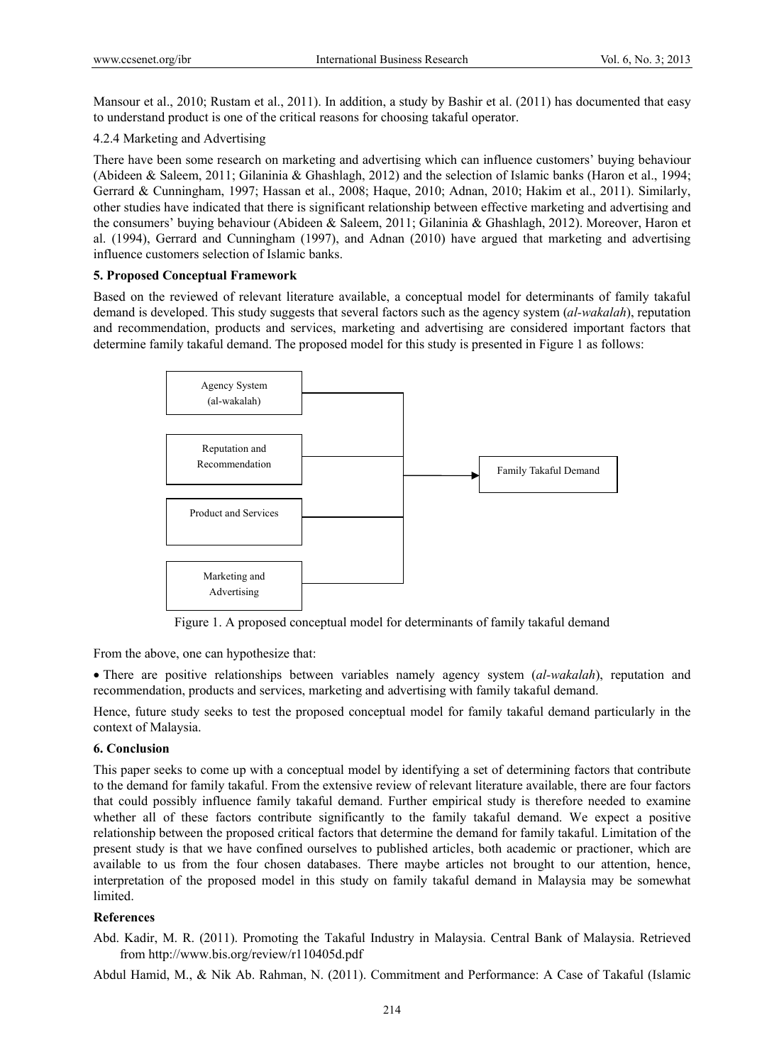Mansour et al., 2010; Rustam et al., 2011). In addition, a study by Bashir et al. (2011) has documented that easy to understand product is one of the critical reasons for choosing takaful operator.

4.2.4 Marketing and Advertising

There have been some research on marketing and advertising which can influence customers' buying behaviour (Abideen & Saleem, 2011; Gilaninia & Ghashlagh, 2012) and the selection of Islamic banks (Haron et al., 1994; Gerrard & Cunningham, 1997; Hassan et al., 2008; Haque, 2010; Adnan, 2010; Hakim et al., 2011). Similarly, other studies have indicated that there is significant relationship between effective marketing and advertising and the consumers' buying behaviour (Abideen & Saleem, 2011; Gilaninia & Ghashlagh, 2012). Moreover, Haron et al. (1994), Gerrard and Cunningham (1997), and Adnan (2010) have argued that marketing and advertising influence customers selection of Islamic banks.

## 5. Proposed Conceptual Framework

Based on the reviewed of relevant literature available, a conceptual model for determinants of family takaful demand is developed. This study suggests that several factors such as the agency system (*al-wakalah*), reputation and recommendation, products and services, marketing and advertising are considered important factors that determine family takaful demand. The proposed model for this study is presented in Figure 1 as follows:

Agency System (al-wakalah)

Reputation and Recommendation

Product and Services

Marketing and Advertising

Family Takaful Demand

Figure 1. A proposed conceptual model for determinants of family takaful demand

From the above, one can hypothesize that:

- There are positive relationships between variables namely agency system (*al-wakalah*), reputation and recommendation, products and services, marketing and advertising with family takaful demand.

Hence, future study seeks to test the proposed conceptual model for family takaful demand particularly in the context of Malaysia.

## 6. Conclusion

This paper seeks to come up with a conceptual model by identifying a set of determining factors that contribute to the demand for family takaful. From the extensive review of relevant literature available, there are four factors that could possibly influence family takaful demand. Further empirical study is therefore needed to examine whether all of these factors contribute significantly to the family takaful demand. We expect a positive relationship between the proposed critical factors that determine the demand for family takaful. Limitation of the present study is that we have confined ourselves to published articles, both academic or practioner, which are available to us from the four chosen databases. There maybe articles not brought to our attention, hence, interpretation of the proposed model in this study on family takaful demand in Malaysia may be somewhat limited.

## References

Abd. Kadir, M. R. (2011). Promoting the Takaful Industry in Malaysia. Central Bank of Malaysia. Retrieved from http://www.bis.org/review/r110405d.pdf

Abdul Hamid, M., & Nik Ab. Rahman, N. (2011). Commitment and Performance: A Case of Takaful (Islamic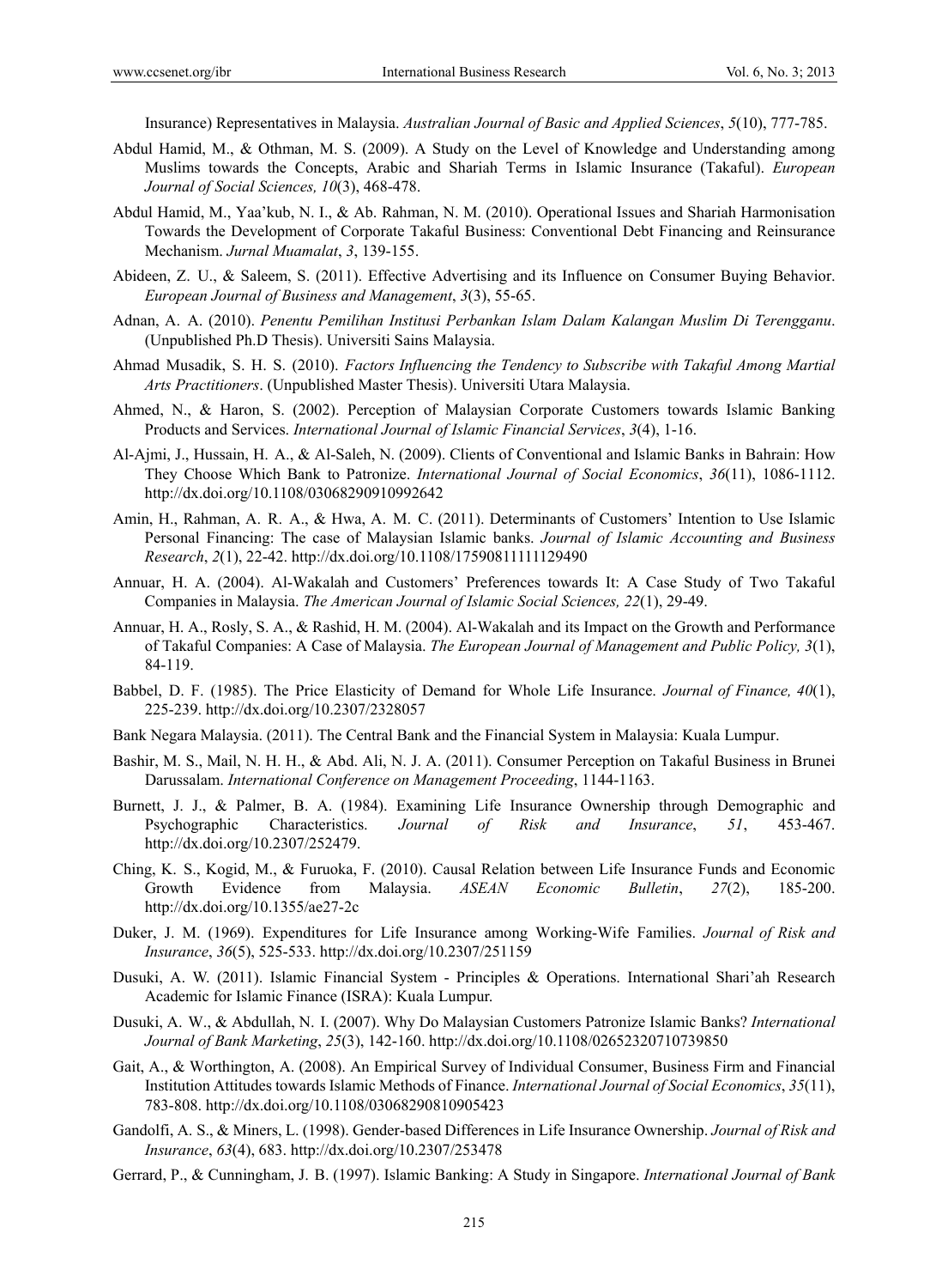Insurance) Representatives in Malaysia. *Australian Journal of Basic and Applied Sciences*, *5*(10), 777-785.

Abdul Hamid, M., & Othman, M. S. (2009). A Study on the Level of Knowledge and Understanding among Muslims towards the Concepts, Arabic and Shariah Terms in Islamic Insurance (Takaful). *European Journal of Social Sciences, 10*(3), 468-478.

Abdul Hamid, M., Yaa'kub, N. I., & Ab. Rahman, N. M. (2010). Operational Issues and Shariah Harmonisation Towards the Development of Corporate Takaful Business: Conventional Debt Financing and Reinsurance Mechanism. *Jurnal Muamalat*, *3*, 139-155.

Abideen, Z. U., & Saleem, S. (2011). Effective Advertising and its Influence on Consumer Buying Behavior. *European Journal of Business and Management*, *3*(3), 55-65.

Adnan, A. A. (2010). *Penentu Pemilihan Institusi Perbankan Islam Dalam Kalangan Muslim Di Terengganu*. (Unpublished Ph.D Thesis). Universiti Sains Malaysia.

Ahmad Musadik, S. H. S. (2010). *Factors Influencing the Tendency to Subscribe with Takaful Among Martial Arts Practitioners*. (Unpublished Master Thesis). Universiti Utara Malaysia.

Ahmed, N., & Haron, S. (2002). Perception of Malaysian Corporate Customers towards Islamic Banking Products and Services. *International Journal of Islamic Financial Services*, *3*(4), 1-16.

Al-Ajmi, J., Hussain, H. A., & Al-Saleh, N. (2009). Clients of Conventional and Islamic Banks in Bahrain: How They Choose Which Bank to Patronize. *International Journal of Social Economics*, *36*(11), 1086-1112. http://dx.doi.org/10.1108/03068290910992642

Amin, H., Rahman, A. R. A., & Hwa, A. M. C. (2011). Determinants of Customers' Intention to Use Islamic Personal Financing: The case of Malaysian Islamic banks. *Journal of Islamic Accounting and Business Research*, *2*(1), 22-42. http://dx.doi.org/10.1108/17590811111129490

Annuar, H. A. (2004). Al-Wakalah and Customers' Preferences towards It: A Case Study of Two Takaful Companies in Malaysia. *The American Journal of Islamic Social Sciences, 22*(1), 29-49.

Annuar, H. A., Rosly, S. A., & Rashid, H. M. (2004). Al-Wakalah and its Impact on the Growth and Performance of Takaful Companies: A Case of Malaysia. *The European Journal of Management and Public Policy, 3*(1), 84-119.

Babbel, D. F. (1985). The Price Elasticity of Demand for Whole Life Insurance. *Journal of Finance, 40*(1), 225-239. http://dx.doi.org/10.2307/2328057

Bank Negara Malaysia. (2011). The Central Bank and the Financial System in Malaysia: Kuala Lumpur.

Bashir, M. S., Mail, N. H. H., & Abd. Ali, N. J. A. (2011). Consumer Perception on Takaful Business in Brunei Darussalam. *International Conference on Management Proceeding*, 1144-1163.

Burnett, J. J., & Palmer, B. A. (1984). Examining Life Insurance Ownership through Demographic and Psychographic Characteristics. *Journal of Risk and Insurance*, *51*, 453-467. http://dx.doi.org/10.2307/252479.

Ching, K. S., Kogid, M., & Furuoka, F. (2010). Causal Relation between Life Insurance Funds and Economic Growth Evidence from Malaysia. *ASEAN Economic Bulletin*, *27*(2), 185-200. http://dx.doi.org/10.1355/ae27-2c

Duker, J. M. (1969). Expenditures for Life Insurance among Working-Wife Families. *Journal of Risk and Insurance*, *36*(5), 525-533. http://dx.doi.org/10.2307/251159

Dusuki, A. W. (2011). Islamic Financial System - Principles & Operations. International Shari'ah Research Academic for Islamic Finance (ISRA): Kuala Lumpur.

Dusuki, A. W., & Abdullah, N. I. (2007). Why Do Malaysian Customers Patronize Islamic Banks? *International Journal of Bank Marketing*, *25*(3), 142-160. http://dx.doi.org/10.1108/02652320710739850

Gait, A., & Worthington, A. (2008). An Empirical Survey of Individual Consumer, Business Firm and Financial Institution Attitudes towards Islamic Methods of Finance. *International Journal of Social Economics*, *35*(11), 783-808. http://dx.doi.org/10.1108/03068290810905423

Gandolfi, A. S., & Miners, L. (1998). Gender-based Differences in Life Insurance Ownership. *Journal of Risk and Insurance*, *63*(4), 683. http://dx.doi.org/10.2307/253478

Gerrard, P., & Cunningham, J. B. (1997). Islamic Banking: A Study in Singapore. *International Journal of Bank*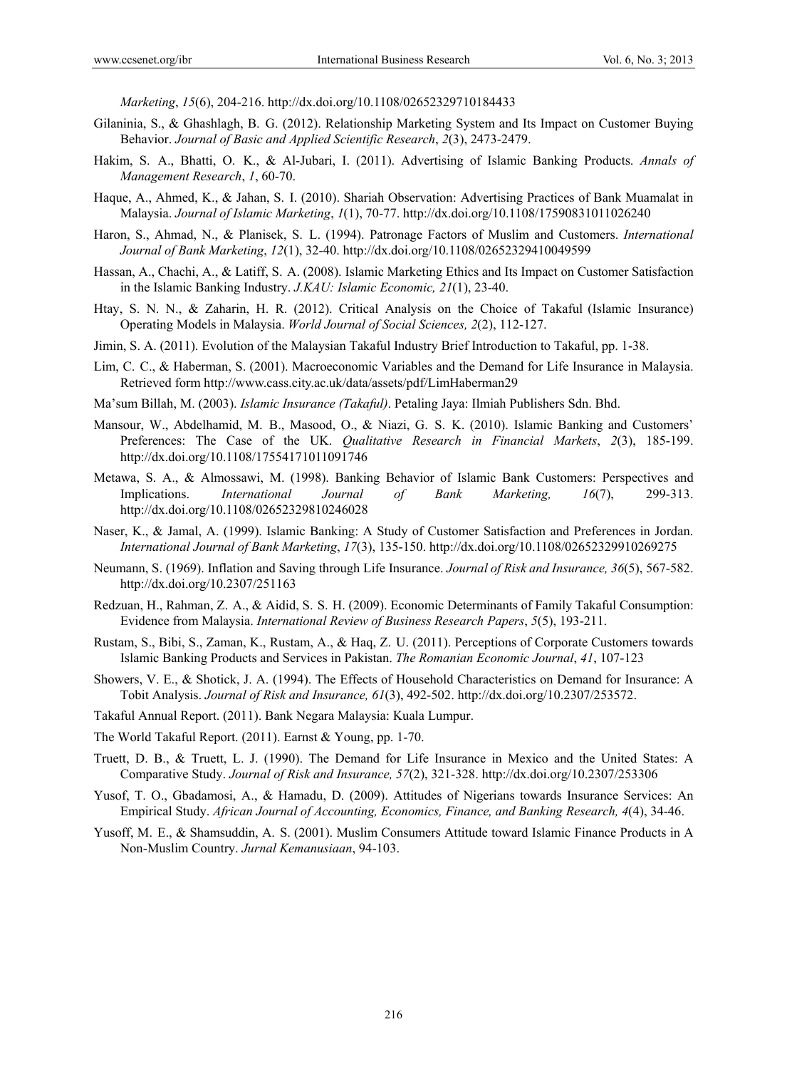*Marketing*, *15*(6), 204-216. http://dx.doi.org/10.1108/02652329710184433

Gilaninia, S., & Ghashlagh, B. G. (2012). Relationship Marketing System and Its Impact on Customer Buying Behavior. *Journal of Basic and Applied Scientific Research*, *2*(3), 2473-2479.

Hakim, S. A., Bhatti, O. K., & Al-Jubari, I. (2011). Advertising of Islamic Banking Products. *Annals of Management Research*, *1*, 60-70.

Haque, A., Ahmed, K., & Jahan, S. I. (2010). Shariah Observation: Advertising Practices of Bank Muamalat in Malaysia. *Journal of Islamic Marketing*, *1*(1), 70-77. http://dx.doi.org/10.1108/17590831011026240

Haron, S., Ahmad, N., & Planisek, S. L. (1994). Patronage Factors of Muslim and Customers. *International Journal of Bank Marketing*, *12*(1), 32-40. http://dx.doi.org/10.1108/02652329410049599

Hassan, A., Chachi, A., & Latiff, S. A. (2008). Islamic Marketing Ethics and Its Impact on Customer Satisfaction in the Islamic Banking Industry. *J.KAU: Islamic Economic, 21*(1), 23-40.

Htay, S. N. N., & Zaharin, H. R. (2012). Critical Analysis on the Choice of Takaful (Islamic Insurance) Operating Models in Malaysia. *World Journal of Social Sciences, 2*(2), 112-127.

Jimin, S. A. (2011). Evolution of the Malaysian Takaful Industry Brief Introduction to Takaful, pp. 1-38.

Lim, C. C., & Haberman, S. (2001). Macroeconomic Variables and the Demand for Life Insurance in Malaysia. Retrieved form http://www.cass.city.ac.uk/data/assets/pdf/LimHaberman29

Ma'sum Billah, M. (2003). *Islamic Insurance (Takaful)*. Petaling Jaya: Ilmiah Publishers Sdn. Bhd.

Mansour, W., Abdelhamid, M. B., Masood, O., & Niazi, G. S. K. (2010). Islamic Banking and Customers' Preferences: The Case of the UK. *Qualitative Research in Financial Markets*, *2*(3), 185-199. http://dx.doi.org/10.1108/17554171011091746

Metawa, S. A., & Almossawi, M. (1998). Banking Behavior of Islamic Bank Customers: Perspectives and Implications. *International Journal of Bank Marketing, 16*(7), 299-313. http://dx.doi.org/10.1108/02652329810246028

Naser, K., & Jamal, A. (1999). Islamic Banking: A Study of Customer Satisfaction and Preferences in Jordan. *International Journal of Bank Marketing*, *17*(3), 135-150. http://dx.doi.org/10.1108/02652329910269275

Neumann, S. (1969). Inflation and Saving through Life Insurance. *Journal of Risk and Insurance, 36*(5), 567-582. http://dx.doi.org/10.2307/251163

Redzuan, H., Rahman, Z. A., & Aidid, S. S. H. (2009). Economic Determinants of Family Takaful Consumption: Evidence from Malaysia. *International Review of Business Research Papers*, *5*(5), 193-211.

Rustam, S., Bibi, S., Zaman, K., Rustam, A., & Haq, Z. U. (2011). Perceptions of Corporate Customers towards Islamic Banking Products and Services in Pakistan. *The Romanian Economic Journal*, *41*, 107-123

Showers, V. E., & Shotick, J. A. (1994). The Effects of Household Characteristics on Demand for Insurance: A Tobit Analysis. *Journal of Risk and Insurance, 61*(3), 492-502. http://dx.doi.org/10.2307/253572.

Takaful Annual Report. (2011). Bank Negara Malaysia: Kuala Lumpur.

The World Takaful Report. (2011). Earnst & Young, pp. 1-70.

Truett, D. B., & Truett, L. J. (1990). The Demand for Life Insurance in Mexico and the United States: A Comparative Study. *Journal of Risk and Insurance, 57*(2), 321-328. http://dx.doi.org/10.2307/253306

Yusof, T. O., Gbadamosi, A., & Hamadu, D. (2009). Attitudes of Nigerians towards Insurance Services: An Empirical Study. *African Journal of Accounting, Economics, Finance, and Banking Research, 4*(4), 34-46.

Yusoff, M. E., & Shamsuddin, A. S. (2001). Muslim Consumers Attitude toward Islamic Finance Products in A Non-Muslim Country. *Jurnal Kemanusiaan*, 94-103.